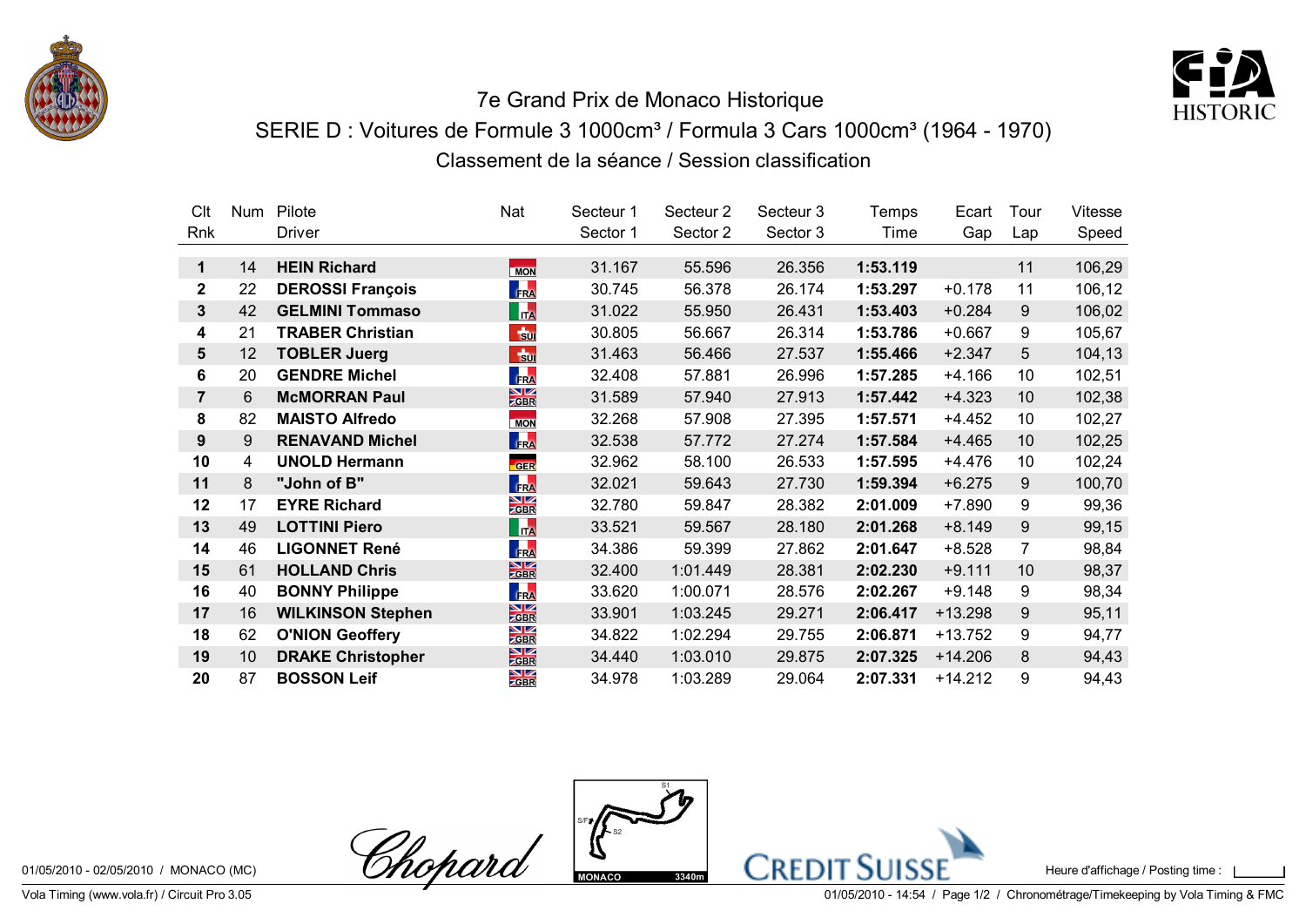# 7e Grand Prix de Monaco Historique

## SERIE D : Voitures de Formule 3 1000cm³ / Formula 3 Cars 1000cm³ (1964 - 1970)

### Classement de la séance / Session classification

| Clt Rnk | Num | Pilote Driver | Nat | Secteur 1 Sector 1 | Secteur 2 Sector 2 | Secteur 3 Sector 3 | Temps Time | Ecart Gap | Tour Lap | Vitesse Speed |
|---|---|---|---|---|---|---|---|---|---|---|
| **1** | 14 | **HEIN Richard** | MON | 31.167 | 55.596 | 26.356 | **1:53.119** | | 11 | 106,29 |
| **2** | 22 | **DEROSSI François** | FRA | 30.745 | 56.378 | 26.174 | **1:53.297** | +0.178 | 11 | 106,12 |
| **3** | 42 | **GELMINI Tommaso** | ITA | 31.022 | 55.950 | 26.431 | **1:53.403** | +0.284 | 9 | 106,02 |
| **4** | 21 | **TRABER Christian** | SUI | 30.805 | 56.667 | 26.314 | **1:53.786** | +0.667 | 9 | 105,67 |
| **5** | 12 | **TOBLER Juerg** | SUI | 31.463 | 56.466 | 27.537 | **1:55.466** | +2.347 | 5 | 104,13 |
| **6** | 20 | **GENDRE Michel** | FRA | 32.408 | 57.881 | 26.996 | **1:57.285** | +4.166 | 10 | 102,51 |
| **7** | 6 | **McMORRAN Paul** | GBR | 31.589 | 57.940 | 27.913 | **1:57.442** | +4.323 | 10 | 102,38 |
| **8** | 82 | **MAISTO Alfredo** | MON | 32.268 | 57.908 | 27.395 | **1:57.571** | +4.452 | 10 | 102,27 |
| **9** | 9 | **RENAVAND Michel** | FRA | 32.538 | 57.772 | 27.274 | **1:57.584** | +4.465 | 10 | 102,25 |
| **10** | 4 | **UNOLD Hermann** | GER | 32.962 | 58.100 | 26.533 | **1:57.595** | +4.476 | 10 | 102,24 |
| **11** | 8 | **"John of B"** | FRA | 32.021 | 59.643 | 27.730 | **1:59.394** | +6.275 | 9 | 100,70 |
| **12** | 17 | **EYRE Richard** | GBR | 32.780 | 59.847 | 28.382 | **2:01.009** | +7.890 | 9 | 99,36 |
| **13** | 49 | **LOTTINI Piero** | ITA | 33.521 | 59.567 | 28.180 | **2:01.268** | +8.149 | 9 | 99,15 |
| **14** | 46 | **LIGONNET René** | FRA | 34.386 | 59.399 | 27.862 | **2:01.647** | +8.528 | 7 | 98,84 |
| **15** | 61 | **HOLLAND Chris** | GBR | 32.400 | 1:01.449 | 28.381 | **2:02.230** | +9.111 | 10 | 98,37 |
| **16** | 40 | **BONNY Philippe** | FRA | 33.620 | 1:00.071 | 28.576 | **2:02.267** | +9.148 | 9 | 98,34 |
| **17** | 16 | **WILKINSON Stephen** | GBR | 33.901 | 1:03.245 | 29.271 | **2:06.417** | +13.298 | 9 | 95,11 |
| **18** | 62 | **O'NION Geoffery** | GBR | 34.822 | 1:02.294 | 29.755 | **2:06.871** | +13.752 | 9 | 94,77 |
| **19** | 10 | **DRAKE Christopher** | GBR | 34.440 | 1:03.010 | 29.875 | **2:07.325** | +14.206 | 8 | 94,43 |
| **20** | 87 | **BOSSON Leif** | GBR | 34.978 | 1:03.289 | 29.064 | **2:07.331** | +14.212 | 9 | 94,43 |

01/05/2010 - 02/05/2010 / MONACO (MC)

MONACO 3340m

Heure d'affichage / Posting time :

Vola Timing (www.vola.fr) / Circuit Pro 3.05

01/05/2010 - 14:54 / Chronométrage/Timekeeping by Vola Timing & FMC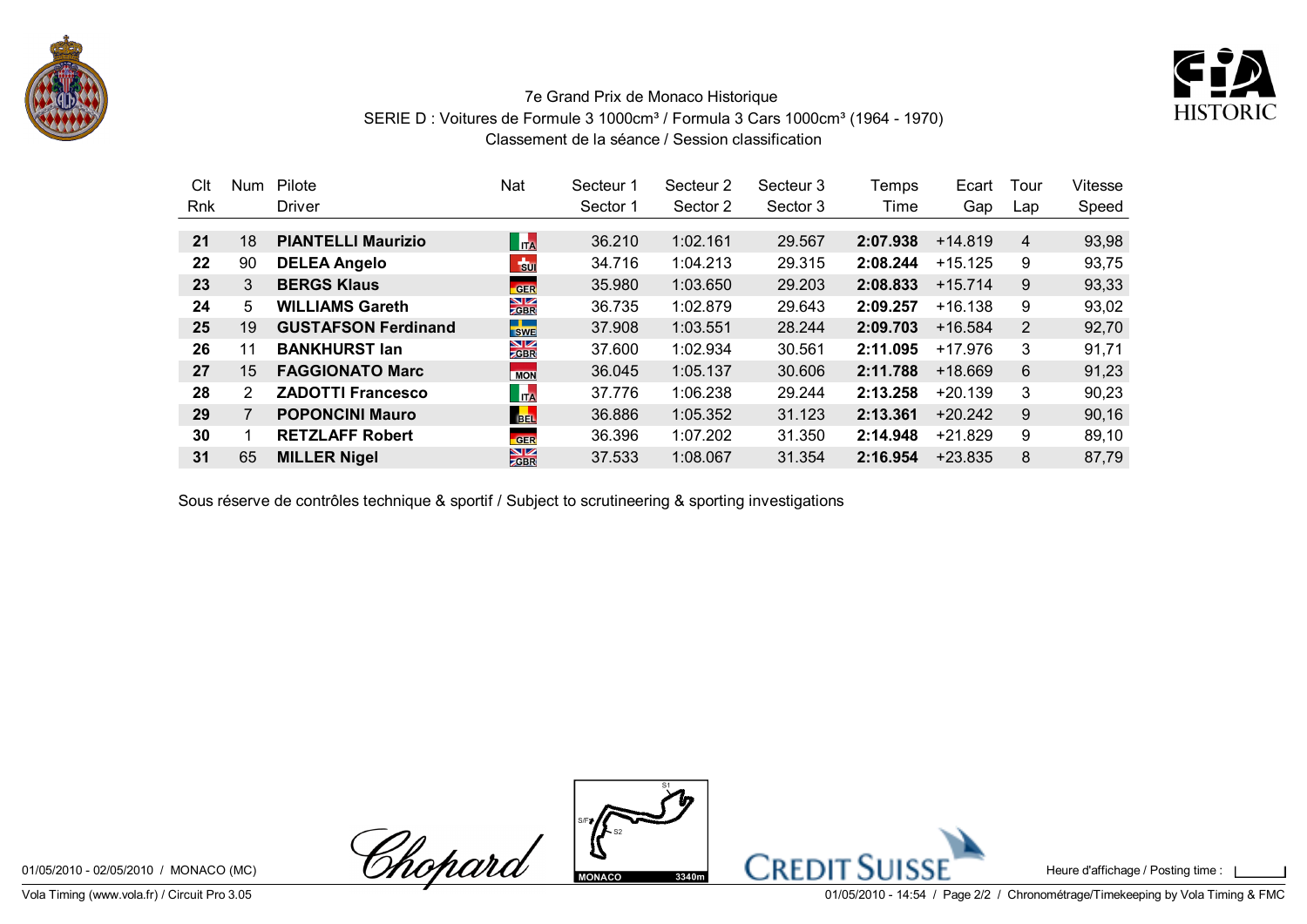7e Grand Prix de Monaco Historique

SERIE D : Voitures de Formule 3 1000cm³ / Formula 3 Cars 1000cm³ (1964 - 1970)

Classement de la séance / Session classification

| Clt Rnk | Num | Pilote Driver | Nat | Secteur 1 Sector 1 | Secteur 2 Sector 2 | Secteur 3 Sector 3 | Temps Time | Ecart Gap | Tour Lap | Vitesse Speed |
|---|---|---|---|---|---|---|---|---|---|---|
| **21** | 18 | **PIANTELLI Maurizio** | ITA | 36.210 | 1:02.161 | 29.567 | **2:07.938** | +14.819 | 4 | 93,98 |
| **22** | 90 | **DELEA Angelo** | SUI | 34.716 | 1:04.213 | 29.315 | **2:08.244** | +15.125 | 9 | 93,75 |
| **23** | 3 | **BERGS Klaus** | GER | 35.980 | 1:03.650 | 29.203 | **2:08.833** | +15.714 | 9 | 93,33 |
| **24** | 5 | **WILLIAMS Gareth** | GBR | 36.735 | 1:02.879 | 29.643 | **2:09.257** | +16.138 | 9 | 93,02 |
| **25** | 19 | **GUSTAFSON Ferdinand** | SWE | 37.908 | 1:03.551 | 28.244 | **2:09.703** | +16.584 | 2 | 92,70 |
| **26** | 11 | **BANKHURST Ian** | GBR | 37.600 | 1:02.934 | 30.561 | **2:11.095** | +17.976 | 3 | 91,71 |
| **27** | 15 | **FAGGIONATO Marc** | MON | 36.045 | 1:05.137 | 30.606 | **2:11.788** | +18.669 | 6 | 91,23 |
| **28** | 2 | **ZADOTTI Francesco** | ITA | 37.776 | 1:06.238 | 29.244 | **2:13.258** | +20.139 | 3 | 90,23 |
| **29** | 7 | **POPONCINI Mauro** | BEL | 36.886 | 1:05.352 | 31.123 | **2:13.361** | +20.242 | 9 | 90,16 |
| **30** | 1 | **RETZLAFF Robert** | GER | 36.396 | 1:07.202 | 31.350 | **2:14.948** | +21.829 | 9 | 89,10 |
| **31** | 65 | **MILLER Nigel** | GBR | 37.533 | 1:08.067 | 31.354 | **2:16.954** | +23.835 | 8 | 87,79 |

Sous réserve de contrôles technique & sportif / Subject to scrutineering & sporting investigations

01/05/2010 - 02/05/2010 / MONACO (MC)

Heure d'affichage / Posting time :

Vola Timing (www.vola.fr) / Circuit Pro 3.05

01/05/2010 - 14:54 / Page 2/2 / Chronométrage/Timekeeping by Vola Timing & FMC